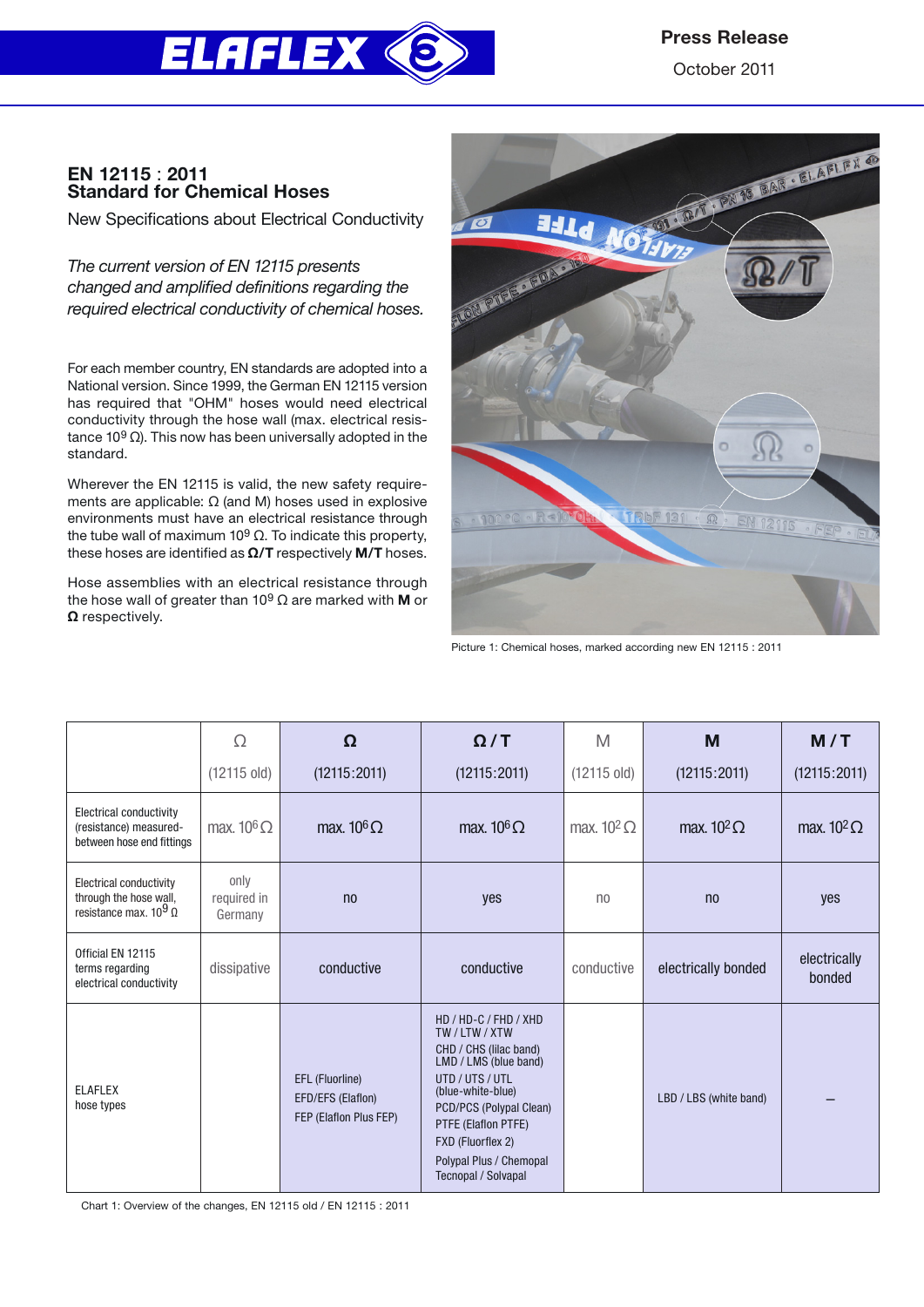ELAFLEX

**Press Release**

October 2011

# EN 12115 : 2011
# Standard for Chemical Hoses

## New Specifications about Electrical Conductivity

*The current version of EN 12115 presents changed and amplified definitions regarding the required electrical conductivity of chemical hoses.*

For each member country, EN standards are adopted into a National version. Since 1999, the German EN 12115 version has required that "OHM" hoses would need electrical conductivity through the hose wall (max. electrical resistance $10^9$ Ω). This now has been universally adopted in the standard.

Wherever the EN 12115 is valid, the new safety requirements are applicable: Ω (and M) hoses used in explosive environments must have an electrical resistance through the tube wall of maximum $10^9$ Ω. To indicate this property, these hoses are identified as **Ω/T** respectively **M/T** hoses.

Hose assemblies with an electrical resistance through the hose wall of greater than $10^9$ Ω are marked with **M** or **Ω** respectively.

Picture 1: Chemical hoses, marked according new EN 12115 : 2011

| | Ω (12115 old) | **Ω** (12115:2011) | **Ω / T** (12115:2011) | M (12115 old) | **M** (12115:2011) | **M / T** (12115:2011) |
|---|---|---|---|---|---|---|
| Electrical conductivity (resistance) measured-between hose end fittings | max. $10^6$ Ω | max. $10^6$ Ω | max. $10^6$ Ω | max. $10^2$ Ω | max. $10^2$ Ω | max. $10^2$ Ω |
| Electrical conductivity through the hose wall, resistance max. $10^9$ Ω | only required in Germany | no | yes | no | no | yes |
| Official EN 12115 terms regarding electrical conductivity | dissipative | conductive | conductive | conductive | electrically bonded | electrically bonded |
| ELAFLEX hose types | | EFL (Fluorline)<br>EFD/EFS (Elaflon)<br>FEP (Elaflon Plus FEP) | HD / HD-C / FHD / XHD<br>TW / LTW / XTW<br>CHD / CHS (lilac band)<br>LMD / LMS (blue band)<br>UTD / UTS / UTL (blue-white-blue)<br>PCD/PCS (Polypal Clean)<br>PTFE (Elaflon PTFE)<br>FXD (Fluorflex 2)<br>Polypal Plus / Chemopal<br>Tecnopal / Solvapal | | LBD / LBS (white band) | – |

Chart 1: Overview of the changes, EN 12115 old / EN 12115 : 2011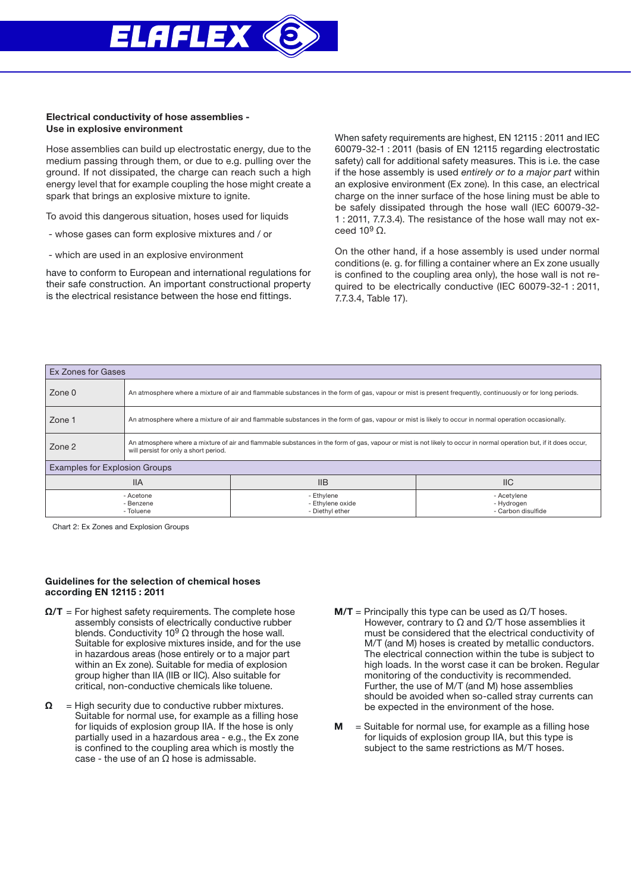## Electrical conductivity of hose assemblies - Use in explosive environment

Hose assemblies can build up electrostatic energy, due to the medium passing through them, or due to e.g. pulling over the ground. If not dissipated, the charge can reach such a high energy level that for example coupling the hose might create a spark that brings an explosive mixture to ignite.

To avoid this dangerous situation, hoses used for liquids

- whose gases can form explosive mixtures and / or
- which are used in an explosive environment

have to conform to European and international regulations for their safe construction. An important constructional property is the electrical resistance between the hose end fittings.

When safety requirements are highest, EN 12115 : 2011 and IEC 60079-32-1 : 2011 (basis of EN 12115 regarding electrostatic safety) call for additional safety measures. This is i.e. the case if the hose assembly is used *entirely or to a major part* within an explosive environment (Ex zone). In this case, an electrical charge on the inner surface of the hose lining must be able to be safely dissipated through the hose wall (IEC 60079-32-1 : 2011, 7.7.3.4). The resistance of the hose wall may not exceed $10^9$ Ω.

On the other hand, if a hose assembly is used under normal conditions (e. g. for filling a container where an Ex zone usually is confined to the coupling area only), the hose wall is not required to be electrically conductive (IEC 60079-32-1 : 2011, 7.7.3.4, Table 17).

| Ex Zones for Gases | | |
|---|---|---|
| Zone 0 | An atmosphere where a mixture of air and flammable substances in the form of gas, vapour or mist is present frequently, continuously or for long periods. | |
| Zone 1 | An atmosphere where a mixture of air and flammable substances in the form of gas, vapour or mist is likely to occur in normal operation occasionally. | |
| Zone 2 | An atmosphere where a mixture of air and flammable substances in the form of gas, vapour or mist is not likely to occur in normal operation but, if it does occur, will persist for only a short period. | |
| **Examples for Explosion Groups** | | |
| IIA | IIB | IIC |
| - Acetone<br>- Benzene<br>- Toluene | - Ethylene<br>- Ethylene oxide<br>- Diethyl ether | - Acetylene<br>- Hydrogen<br>- Carbon disulfide |

Chart 2: Ex Zones and Explosion Groups

## Guidelines for the selection of chemical hoses according EN 12115 : 2011

**Ω/T** = For highest safety requirements. The complete hose assembly consists of electrically conductive rubber blends. Conductivity $10^9$ Ω through the hose wall. Suitable for explosive mixtures inside, and for the use in hazardous areas (hose entirely or to a major part within an Ex zone). Suitable for media of explosion group higher than IIA (IIB or IIC). Also suitable for critical, non-conductive chemicals like toluene.

**Ω** = High security due to conductive rubber mixtures. Suitable for normal use, for example as a filling hose for liquids of explosion group IIA. If the hose is only partially used in a hazardous area - e.g., the Ex zone is confined to the coupling area which is mostly the case - the use of an Ω hose is admissable.

**M/T** = Principally this type can be used as Ω/T hoses. However, contrary to Ω and Ω/T hose assemblies it must be considered that the electrical conductivity of M/T (and M) hoses is created by metallic conductors. The electrical connection within the tube is subject to high loads. In the worst case it can be broken. Regular monitoring of the conductivity is recommended. Further, the use of M/T (and M) hose assemblies should be avoided when so-called stray currents can be expected in the environment of the hose.

**M** = Suitable for normal use, for example as a filling hose for liquids of explosion group IIA, but this type is subject to the same restrictions as M/T hoses.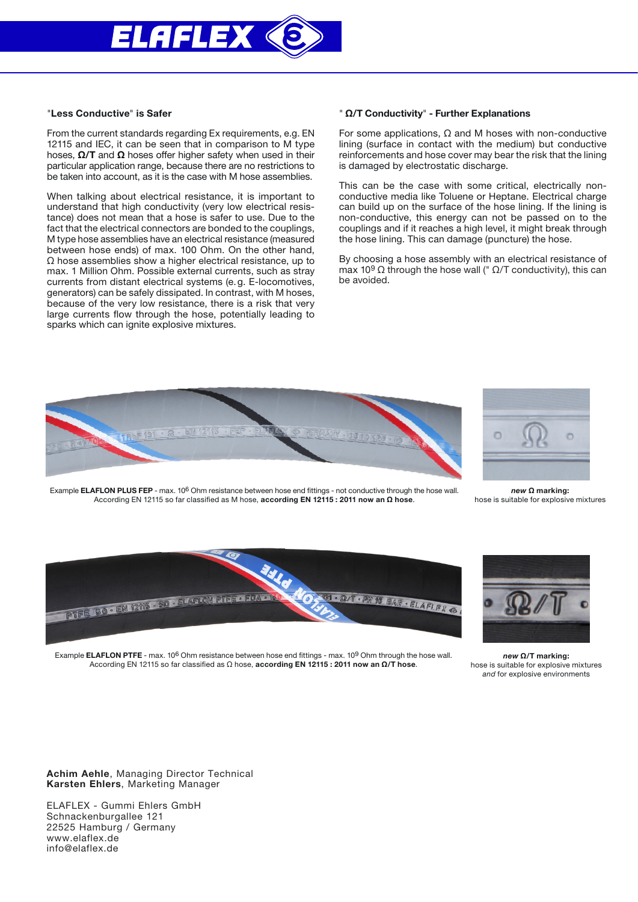## "Less Conductive" is Safer

From the current standards regarding Ex requirements, e.g. EN 12115 and IEC, it can be seen that in comparison to M type hoses, **Ω/T** and **Ω** hoses offer higher safety when used in their particular application range, because there are no restrictions to be taken into account, as it is the case with M hose assemblies.

When talking about electrical resistance, it is important to understand that high conductivity (very low electrical resistance) does not mean that a hose is safer to use. Due to the fact that the electrical connectors are bonded to the couplings, M type hose assemblies have an electrical resistance (measured between hose ends) of max. 100 Ohm. On the other hand, Ω hose assemblies show a higher electrical resistance, up to max. 1 Million Ohm. Possible external currents, such as stray currents from distant electrical systems (e.g. E-locomotives, generators) can be safely dissipated. In contrast, with M hoses, because of the very low resistance, there is a risk that very large currents flow through the hose, potentially leading to sparks which can ignite explosive mixtures.

## " Ω/T Conductivity" - Further Explanations

For some applications, Ω and M hoses with non-conductive lining (surface in contact with the medium) but conductive reinforcements and hose cover may bear the risk that the lining is damaged by electrostatic discharge.

This can be the case with some critical, electrically non-conductive media like Toluene or Heptane. Electrical charge can build up on the surface of the hose lining. If the lining is non-conductive, this energy can not be passed on to the couplings and if it reaches a high level, it might break through the hose lining. This can damage (puncture) the hose.

By choosing a hose assembly with an electrical resistance of max $10^9$ Ω through the hose wall (" Ω/T conductivity), this can be avoided.

Example **ELAFLON PLUS FEP** - max. $10^6$ Ohm resistance between hose end fittings - not conductive through the hose wall. According EN 12115 so far classified as M hose, **according EN 12115 : 2011 now an Ω hose**.

***new* Ω marking:**
hose is suitable for explosive mixtures

Example **ELAFLON PTFE** - max. $10^6$ Ohm resistance between hose end fittings - max. $10^9$ Ohm through the hose wall. According EN 12115 so far classified as Ω hose, **according EN 12115 : 2011 now an Ω/T hose**.

***new* Ω/T marking:**
hose is suitable for explosive mixtures *and* for explosive environments

**Achim Aehle**, Managing Director Technical
**Karsten Ehlers**, Marketing Manager

ELAFLEX - Gummi Ehlers GmbH
Schnackenburgallee 121
22525 Hamburg / Germany
www.elaflex.de
info@elaflex.de